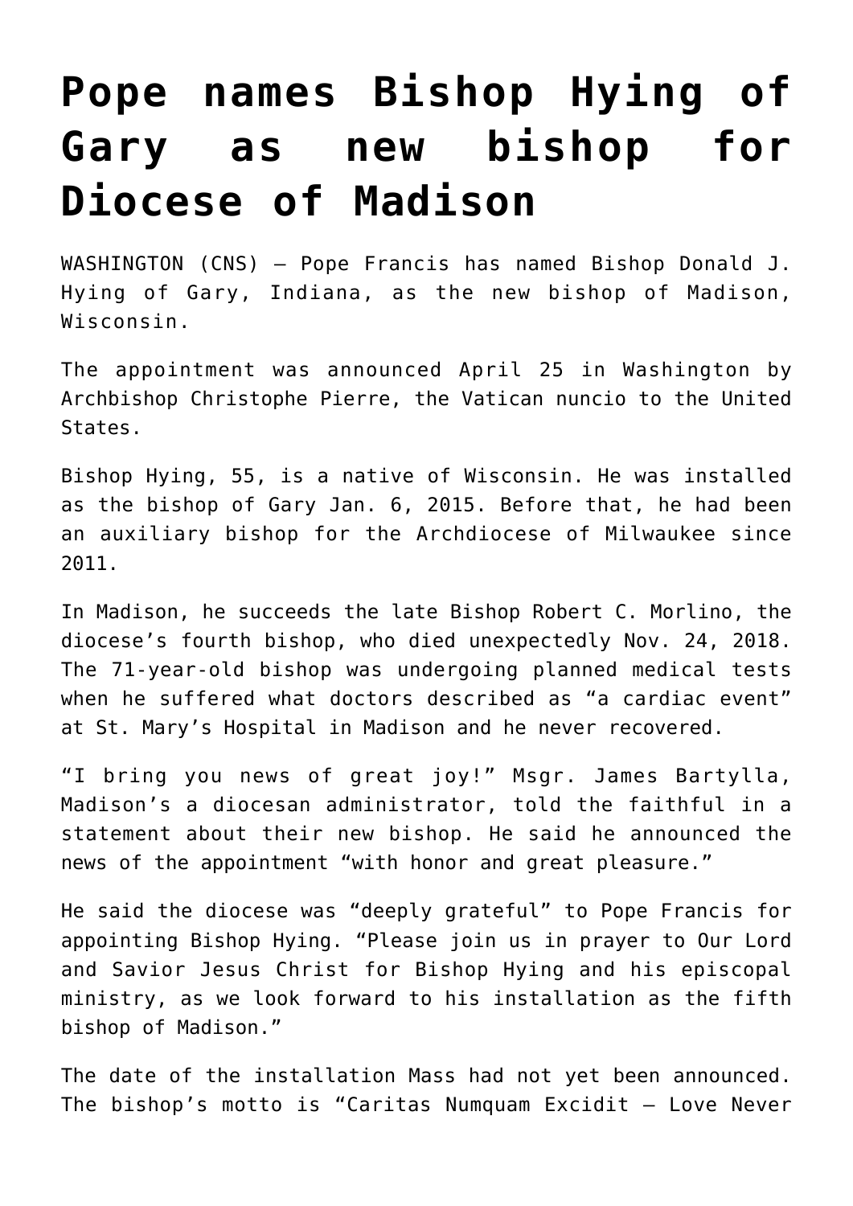# Pope names Bishop Hying of Gary as new bishop for Diocese of Madison

WASHINGTON (CNS) — Pope Francis has named Bishop Donald J. Hying of Gary, Indiana, as the new bishop of Madison, Wisconsin.

The appointment was announced April 25 in Washington by Archbishop Christophe Pierre, the Vatican nuncio to the United States.

Bishop Hying, 55, is a native of Wisconsin. He was installed as the bishop of Gary Jan. 6, 2015. Before that, he had been an auxiliary bishop for the Archdiocese of Milwaukee since 2011.

In Madison, he succeeds the late Bishop Robert C. Morlino, the diocese's fourth bishop, who died unexpectedly Nov. 24, 2018. The 71-year-old bishop was undergoing planned medical tests when he suffered what doctors described as "a cardiac event" at St. Mary's Hospital in Madison and he never recovered.

"I bring you news of great joy!" Msgr. James Bartylla, Madison's a diocesan administrator, told the faithful in a statement about their new bishop. He said he announced the news of the appointment "with honor and great pleasure."

He said the diocese was "deeply grateful" to Pope Francis for appointing Bishop Hying. "Please join us in prayer to Our Lord and Savior Jesus Christ for Bishop Hying and his episcopal ministry, as we look forward to his installation as the fifth bishop of Madison."

The date of the installation Mass had not yet been announced. The bishop's motto is "Caritas Numquam Excidit — Love Never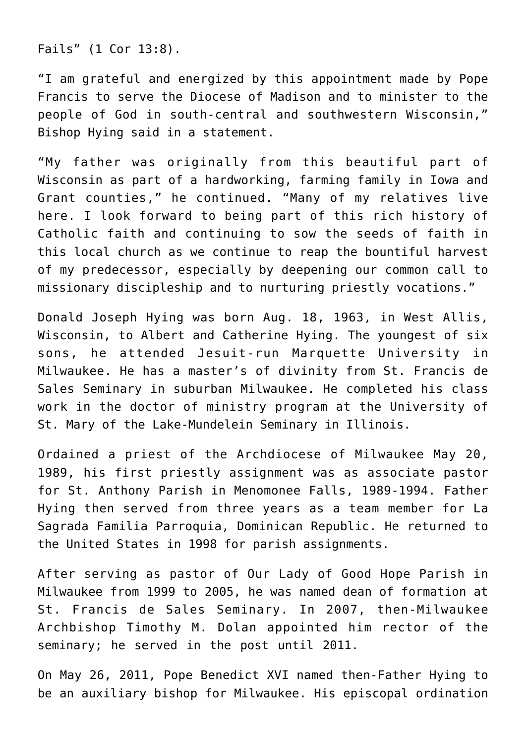Fails” (1 Cor 13:8).

“I am grateful and energized by this appointment made by Pope Francis to serve the Diocese of Madison and to minister to the people of God in south-central and southwestern Wisconsin,” Bishop Hying said in a statement.

“My father was originally from this beautiful part of Wisconsin as part of a hardworking, farming family in Iowa and Grant counties,” he continued. “Many of my relatives live here. I look forward to being part of this rich history of Catholic faith and continuing to sow the seeds of faith in this local church as we continue to reap the bountiful harvest of my predecessor, especially by deepening our common call to missionary discipleship and to nurturing priestly vocations.”

Donald Joseph Hying was born Aug. 18, 1963, in West Allis, Wisconsin, to Albert and Catherine Hying. The youngest of six sons, he attended Jesuit-run Marquette University in Milwaukee. He has a master’s of divinity from St. Francis de Sales Seminary in suburban Milwaukee. He completed his class work in the doctor of ministry program at the University of St. Mary of the Lake-Mundelein Seminary in Illinois.

Ordained a priest of the Archdiocese of Milwaukee May 20, 1989, his first priestly assignment was as associate pastor for St. Anthony Parish in Menomonee Falls, 1989-1994. Father Hying then served from three years as a team member for La Sagrada Familia Parroquia, Dominican Republic. He returned to the United States in 1998 for parish assignments.

After serving as pastor of Our Lady of Good Hope Parish in Milwaukee from 1999 to 2005, he was named dean of formation at St. Francis de Sales Seminary. In 2007, then-Milwaukee Archbishop Timothy M. Dolan appointed him rector of the seminary; he served in the post until 2011.

On May 26, 2011, Pope Benedict XVI named then-Father Hying to be an auxiliary bishop for Milwaukee. His episcopal ordination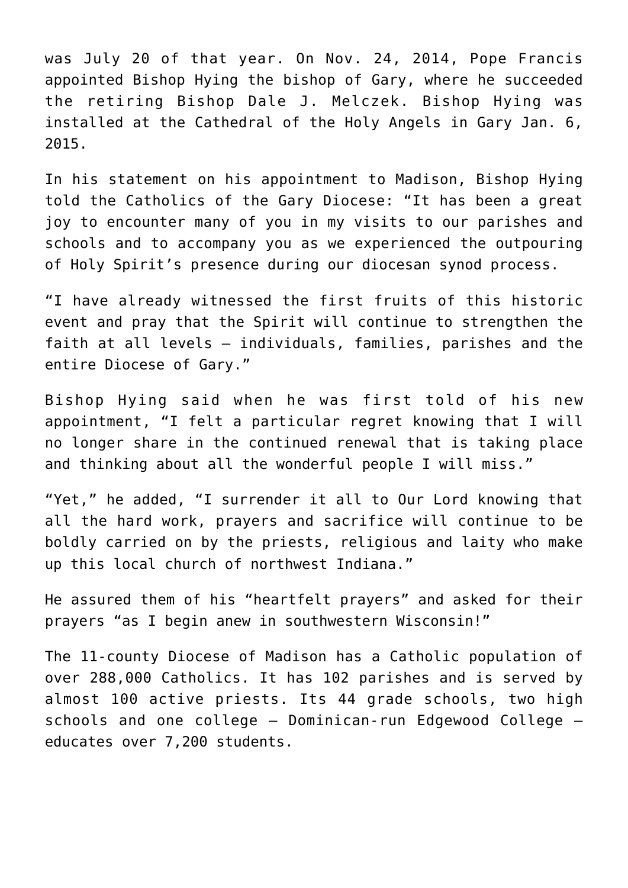was July 20 of that year. On Nov. 24, 2014, Pope Francis appointed Bishop Hying the bishop of Gary, where he succeeded the retiring Bishop Dale J. Melczek. Bishop Hying was installed at the Cathedral of the Holy Angels in Gary Jan. 6, 2015.

In his statement on his appointment to Madison, Bishop Hying told the Catholics of the Gary Diocese: "It has been a great joy to encounter many of you in my visits to our parishes and schools and to accompany you as we experienced the outpouring of Holy Spirit's presence during our diocesan synod process.

"I have already witnessed the first fruits of this historic event and pray that the Spirit will continue to strengthen the faith at all levels — individuals, families, parishes and the entire Diocese of Gary."

Bishop Hying said when he was first told of his new appointment, "I felt a particular regret knowing that I will no longer share in the continued renewal that is taking place and thinking about all the wonderful people I will miss."

"Yet," he added, "I surrender it all to Our Lord knowing that all the hard work, prayers and sacrifice will continue to be boldly carried on by the priests, religious and laity who make up this local church of northwest Indiana."

He assured them of his "heartfelt prayers" and asked for their prayers "as I begin anew in southwestern Wisconsin!"

The 11-county Diocese of Madison has a Catholic population of over 288,000 Catholics. It has 102 parishes and is served by almost 100 active priests. Its 44 grade schools, two high schools and one college — Dominican-run Edgewood College — educates over 7,200 students.